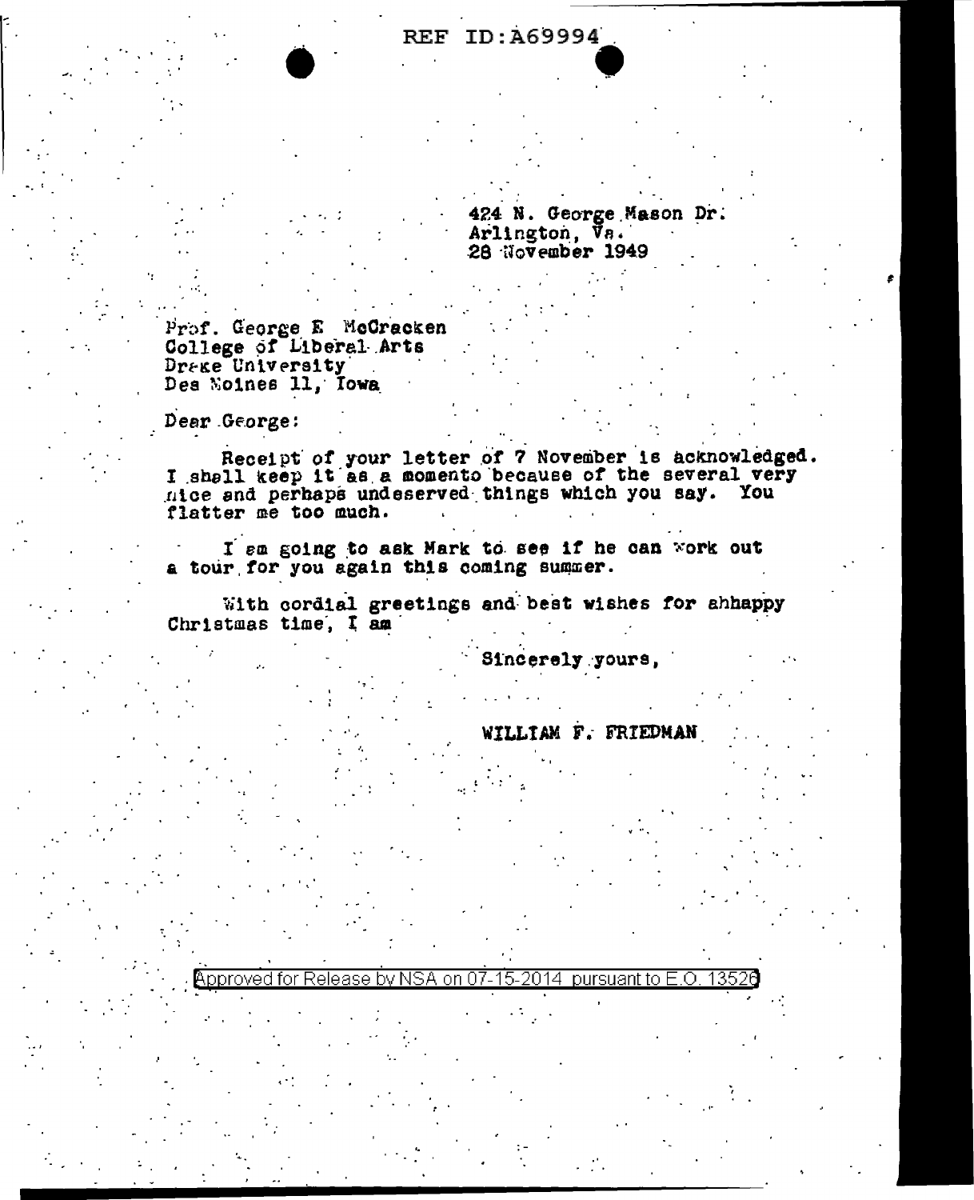REF ID:A69994

424 N. George Mason Dr.
Arlington, Va.
28 November 1949

Prof. George E McCracken
College of Liberal Arts
Drake University
Des Moines 11, Iowa

Dear George:

Receipt of your letter of 7 November is acknowledged. I shall keep it as a momento because of the several very nice and perhaps undeserved things which you say. You flatter me too much.

I am going to ask Mark to see if he can work out a tour for you again this coming summer.

With cordial greetings and best wishes for ahhappy Christmas time, I am

Sincerely yours,

WILLIAM F. FRIEDMAN

Approved for Release by NSA on 07-15-2014 pursuant to E.O. 13526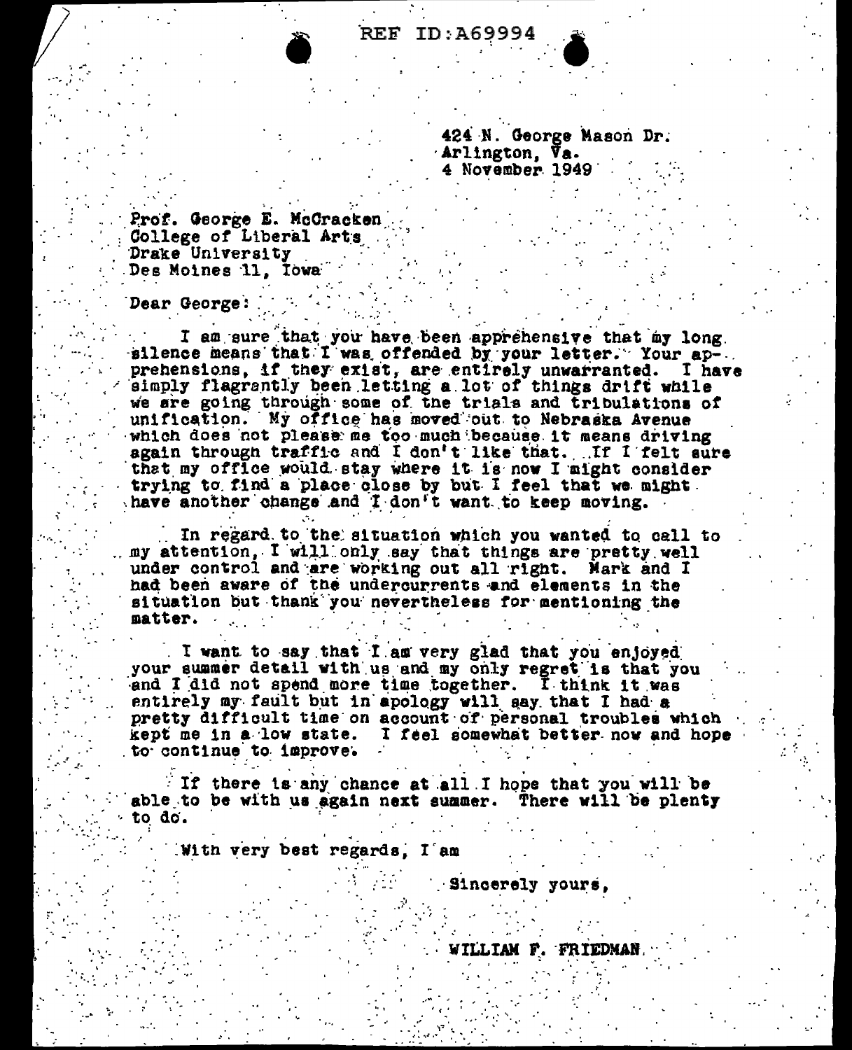424 N. George Mason Dr.
Arlington, Va.
4 November 1949

Prof. George E. McCracken
College of Liberal Arts
Drake University
Des Moines 11, Iowa

Dear George:

I am sure that you have been apprehensive that my long silence means that I was offended by your letter. Your apprehensions, if they exist, are entirely unwarranted. I have simply flagrantly been letting a lot of things drift while we are going through some of the trials and tribulations of unification. My office has moved out to Nebraska Avenue which does not please me too much because it means driving again through traffic and I don't like that. If I felt sure that my office would stay where it is now I might consider trying to find a place close by but I feel that we might have another change and I don't want to keep moving.

In regard to the situation which you wanted to call to my attention, I will only say that things are pretty well under control and are working out all right. Mark and I had been aware of the undercurrents and elements in the situation but thank you nevertheless for mentioning the matter.

I want to say that I am very glad that you enjoyed your summer detail with us and my only regret is that you and I did not spend more time together. I think it was entirely my fault but in apology will say that I had a pretty difficult time on account of personal troubles which kept me in a low state. I feel somewhat better now and hope to continue to improve.

If there is any chance at all I hope that you will be able to be with us again next summer. There will be plenty to do.

With very best regards, I am

Sincerely yours,

WILLIAM F. FRIEDMAN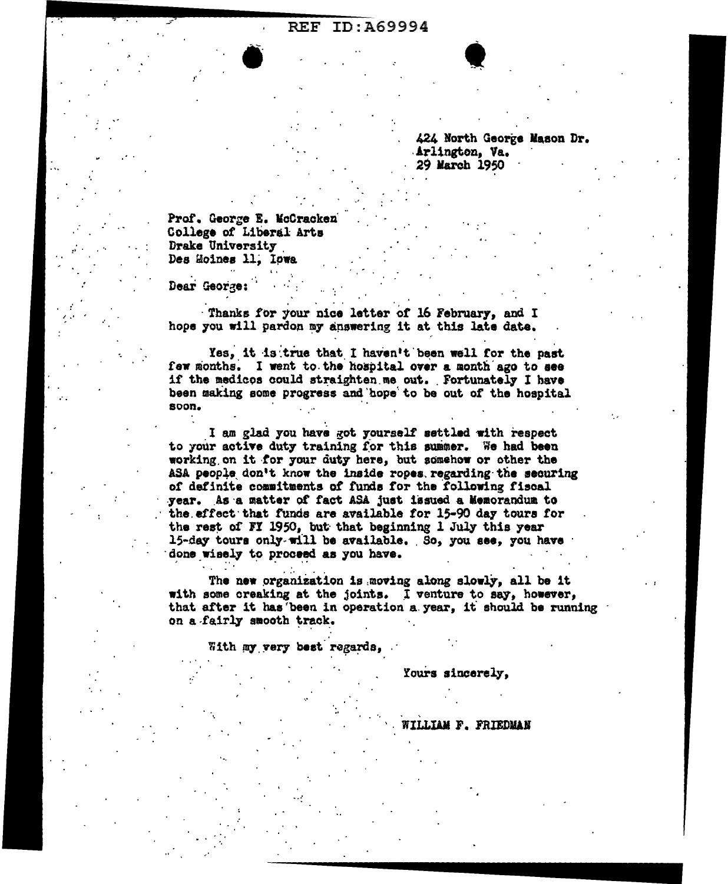REF ID:A69994

424 North George Mason Dr.
Arlington, Va.
29 March 1950

Prof. George E. McCracken
College of Liberal Arts
Drake University
Des Moines 11, Iowa

Dear George:

Thanks for your nice letter of 16 February, and I hope you will pardon my answering it at this late date.

Yes, it is true that I haven't been well for the past few months. I went to the hospital over a month ago to see if the medicos could straighten me out. Fortunately I have been making some progress and hope to be out of the hospital soon.

I am glad you have got yourself settled with respect to your active duty training for this summer. We had been working on it for your duty here, but somehow or other the ASA people don't know the inside ropes regarding the securing of definite commitments of funds for the following fiscal year. As a matter of fact ASA just issued a Memorandum to the effect that funds are available for 15-90 day tours for the rest of FY 1950, but that beginning 1 July this year 15-day tours only will be available. So, you see, you have done wisely to proceed as you have.

The new organization is moving along slowly, all be it with some creaking at the joints. I venture to say, however, that after it has been in operation a year, it should be running on a fairly smooth track.

With my very best regards,

Yours sincerely,

WILLIAM F. FRIEDMAN